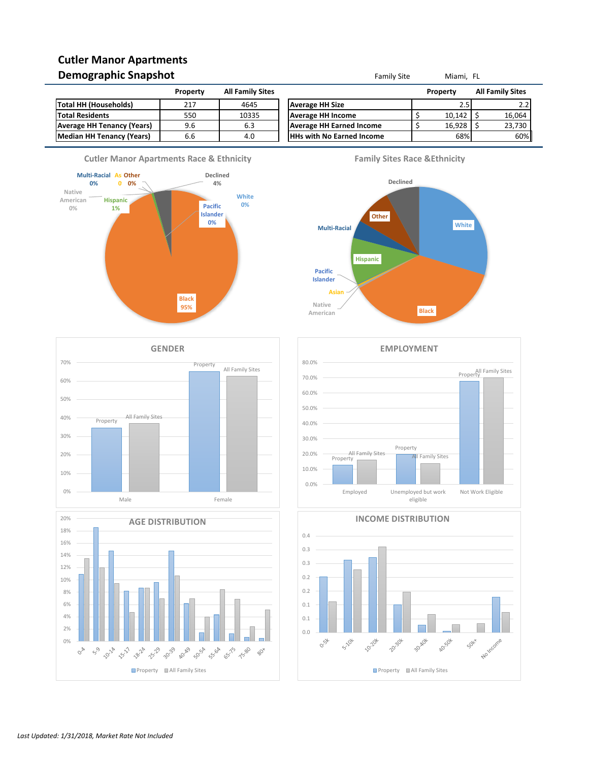# Cutler Manor Apartments
## Demographic Snapshot

Family Site    Miami, FL

| | Property | All Family Sites |
|---|---|---|
| **Total HH (Households)** | 217 | 4645 |
| **Total Residents** | 550 | 10335 |
| **Average HH Tenancy (Years)** | 9.6 | 6.3 |
| **Median HH Tenancy (Years)** | 6.6 | 4.0 |

| | Property | All Family Sites |
|---|---|---|
| **Average HH Size** | 2.5 | 2.2 |
| **Average HH Income** | $ 10,142 | $ 16,064 |
| **Average HH Earned Income** | $ 16,928 | $ 23,730 |
| **HHs with No Earned Income** | 68% | 60% |

### Cutler Manor Apartments Race & Ethnicity

Multi-Racial 0%, As 0, Other 0%, Declined 4%, Native American 0%, Hispanic 1%, White 0%, Pacific Islander 0%, Black 95%

### Family Sites Race &Ethnicity

Declined, Other, White, Multi-Racial, Hispanic, Pacific Islander, Asian, Native American, Black

### GENDER

Male, Female (Property, All Family Sites)

### EMPLOYMENT

Employed, Unemployed but work eligible, Not Work Eligible (Property, All Family Sites)

### AGE DISTRIBUTION

0-4, 5-9, 10-14, 15-17, 18-24, 25-29, 30-39, 40-49, 50-54, 55-64, 65-75, 75-80, 80+ (Property, All Family Sites)

### INCOME DISTRIBUTION

0-5k, 5-10k, 10-20k, 20-30k, 30-40k, 40-50k, 50k+, No Income (Property, All Family Sites)

*Last Updated: 1/31/2018, Market Rate Not Included*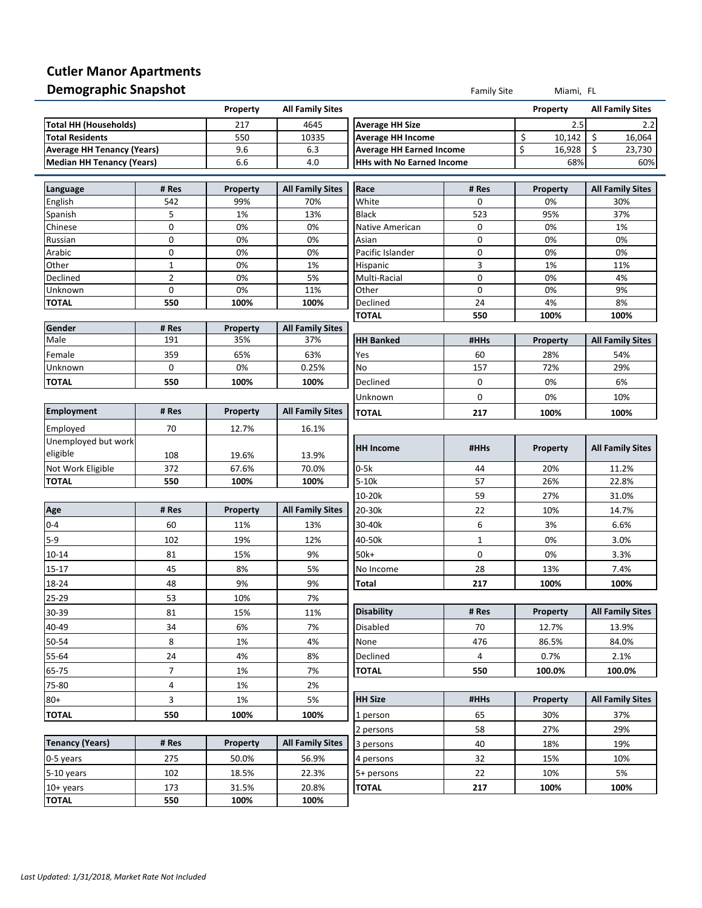# Cutler Manor Apartments

## Demographic Snapshot

Family Site Miami, FL

| | Property | All Family Sites |
|---|---|---|
| **Total HH (Households)** | 217 | 4645 |
| **Total Residents** | 550 | 10335 |
| **Average HH Tenancy (Years)** | 9.6 | 6.3 |
| **Median HH Tenancy (Years)** | 6.6 | 4.0 |

| | Property | All Family Sites |
|---|---|---|
| **Average HH Size** | 2.5 | 2.2 |
| **Average HH Income** | $ 10,142 | $ 16,064 |
| **Average HH Earned Income** | $ 16,928 | $ 23,730 |
| **HHs with No Earned Income** | 68% | 60% |

| Language | # Res | Property | All Family Sites |
|---|---|---|---|
| English | 542 | 99% | 70% |
| Spanish | 5 | 1% | 13% |
| Chinese | 0 | 0% | 0% |
| Russian | 0 | 0% | 0% |
| Arabic | 0 | 0% | 0% |
| Other | 1 | 0% | 1% |
| Declined | 2 | 0% | 5% |
| Unknown | 0 | 0% | 11% |
| **TOTAL** | **550** | **100%** | **100%** |

| Gender | # Res | Property | All Family Sites |
|---|---|---|---|
| Male | 191 | 35% | 37% |
| Female | 359 | 65% | 63% |
| Unknown | 0 | 0% | 0.25% |
| **TOTAL** | **550** | **100%** | **100%** |

| Employment | # Res | Property | All Family Sites |
|---|---|---|---|
| Employed | 70 | 12.7% | 16.1% |
| Unemployed but work eligible | 108 | 19.6% | 13.9% |
| Not Work Eligible | 372 | 67.6% | 70.0% |
| **TOTAL** | **550** | **100%** | **100%** |

| Age | # Res | Property | All Family Sites |
|---|---|---|---|
| 0-4 | 60 | 11% | 13% |
| 5-9 | 102 | 19% | 12% |
| 10-14 | 81 | 15% | 9% |
| 15-17 | 45 | 8% | 5% |
| 18-24 | 48 | 9% | 9% |
| 25-29 | 53 | 10% | 7% |
| 30-39 | 81 | 15% | 11% |
| 40-49 | 34 | 6% | 7% |
| 50-54 | 8 | 1% | 4% |
| 55-64 | 24 | 4% | 8% |
| 65-75 | 7 | 1% | 7% |
| 75-80 | 4 | 1% | 2% |
| 80+ | 3 | 1% | 5% |
| **TOTAL** | **550** | **100%** | **100%** |

| Tenancy (Years) | # Res | Property | All Family Sites |
|---|---|---|---|
| 0-5 years | 275 | 50.0% | 56.9% |
| 5-10 years | 102 | 18.5% | 22.3% |
| 10+ years | 173 | 31.5% | 20.8% |
| **TOTAL** | **550** | **100%** | **100%** |

| Race | # Res | Property | All Family Sites |
|---|---|---|---|
| White | 0 | 0% | 30% |
| Black | 523 | 95% | 37% |
| Native American | 0 | 0% | 1% |
| Asian | 0 | 0% | 0% |
| Pacific Islander | 0 | 0% | 0% |
| Hispanic | 3 | 1% | 11% |
| Multi-Racial | 0 | 0% | 4% |
| Other | 0 | 0% | 9% |
| Declined | 24 | 4% | 8% |
| **TOTAL** | **550** | **100%** | **100%** |

| HH Banked | #HHs | Property | All Family Sites |
|---|---|---|---|
| Yes | 60 | 28% | 54% |
| No | 157 | 72% | 29% |
| Declined | 0 | 0% | 6% |
| Unknown | 0 | 0% | 10% |
| **TOTAL** | **217** | **100%** | **100%** |

| HH Income | #HHs | Property | All Family Sites |
|---|---|---|---|
| 0-5k | 44 | 20% | 11.2% |
| 5-10k | 57 | 26% | 22.8% |
| 10-20k | 59 | 27% | 31.0% |
| 20-30k | 22 | 10% | 14.7% |
| 30-40k | 6 | 3% | 6.6% |
| 40-50k | 1 | 0% | 3.0% |
| 50k+ | 0 | 0% | 3.3% |
| No Income | 28 | 13% | 7.4% |
| **Total** | **217** | **100%** | **100%** |

| Disability | # Res | Property | All Family Sites |
|---|---|---|---|
| Disabled | 70 | 12.7% | 13.9% |
| None | 476 | 86.5% | 84.0% |
| Declined | 4 | 0.7% | 2.1% |
| **TOTAL** | **550** | **100.0%** | **100.0%** |

| HH Size | #HHs | Property | All Family Sites |
|---|---|---|---|
| 1 person | 65 | 30% | 37% |
| 2 persons | 58 | 27% | 29% |
| 3 persons | 40 | 18% | 19% |
| 4 persons | 32 | 15% | 10% |
| 5+ persons | 22 | 10% | 5% |
| **TOTAL** | **217** | **100%** | **100%** |

*Last Updated: 1/31/2018, Market Rate Not Included*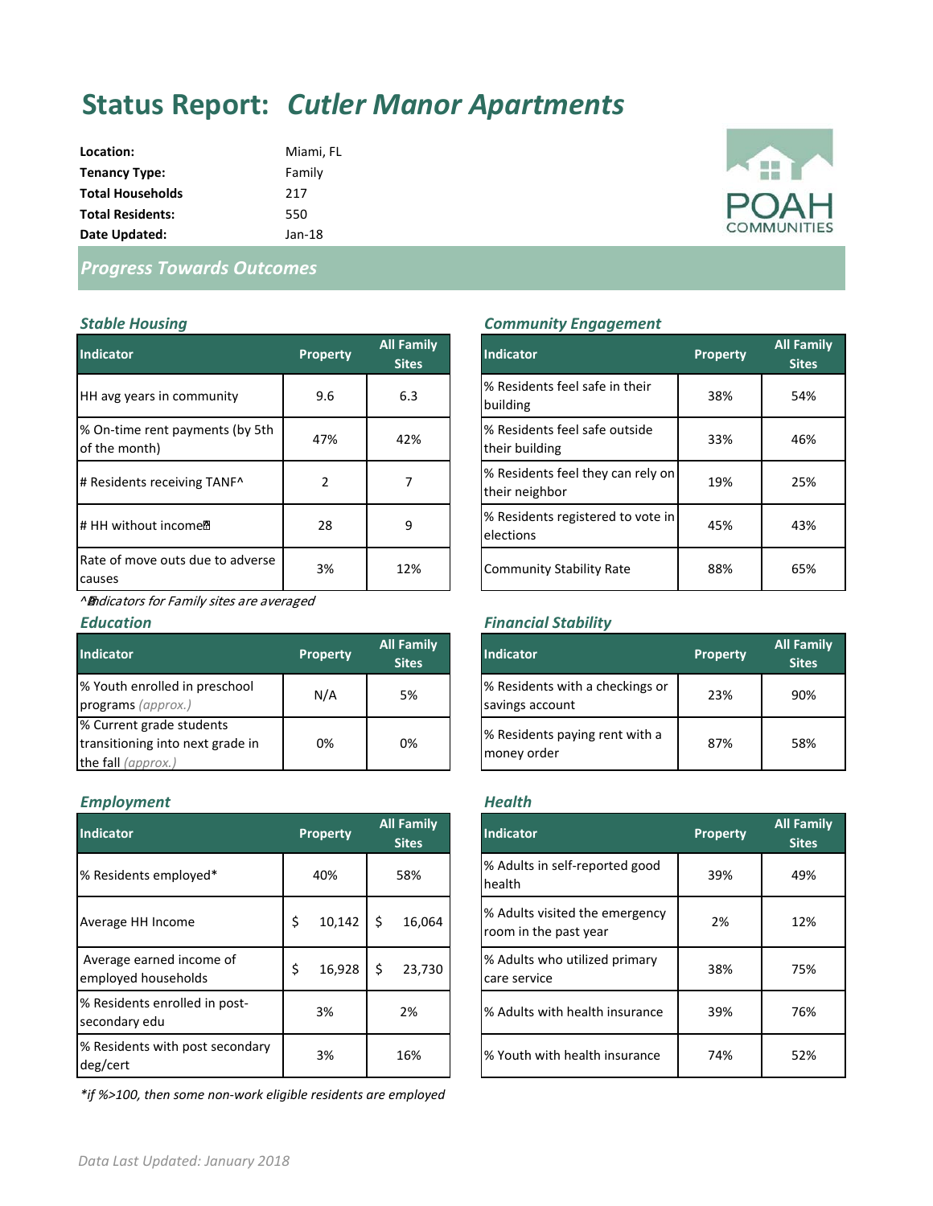# Status Report: *Cutler Manor Apartments*

**Location:** Miami, FL
**Tenancy Type:** Family
**Total Households** 217
**Total Residents:** 550
**Date Updated:** Jan-18

POAH COMMUNITIES

## *Progress Towards Outcomes*

### *Stable Housing*

| Indicator | Property | All Family Sites |
|---|---|---|
| HH avg years in community | 9.6 | 6.3 |
| % On-time rent payments (by 5th of the month) | 47% | 42% |
| # Residents receiving TANF^ | 2 | 7 |
| # HH without income^ | 28 | 9 |
| Rate of move outs due to adverse causes | 3% | 12% |

*^ Indicators for Family sites are averaged*

### *Community Engagement*

| Indicator | Property | All Family Sites |
|---|---|---|
| % Residents feel safe in their building | 38% | 54% |
| % Residents feel safe outside their building | 33% | 46% |
| % Residents feel they can rely on their neighbor | 19% | 25% |
| % Residents registered to vote in elections | 45% | 43% |
| Community Stability Rate | 88% | 65% |

### *Education*

| Indicator | Property | All Family Sites |
|---|---|---|
| % Youth enrolled in preschool programs *(approx.)* | N/A | 5% |
| % Current grade students transitioning into next grade in the fall *(approx.)* | 0% | 0% |

### *Financial Stability*

| Indicator | Property | All Family Sites |
|---|---|---|
| % Residents with a checkings or savings account | 23% | 90% |
| % Residents paying rent with a money order | 87% | 58% |

### *Employment*

| Indicator | Property | All Family Sites |
|---|---|---|
| % Residents employed* | 40% | 58% |
| Average HH Income | $ 10,142 | $ 16,064 |
| Average earned income of employed households | $ 16,928 | $ 23,730 |
| % Residents enrolled in post-secondary edu | 3% | 2% |
| % Residents with post secondary deg/cert | 3% | 16% |

*\*if %>100, then some non-work eligible residents are employed*

### *Health*

| Indicator | Property | All Family Sites |
|---|---|---|
| % Adults in self-reported good health | 39% | 49% |
| % Adults visited the emergency room in the past year | 2% | 12% |
| % Adults who utilized primary care service | 38% | 75% |
| % Adults with health insurance | 39% | 76% |
| % Youth with health insurance | 74% | 52% |

*Data Last Updated: January 2018*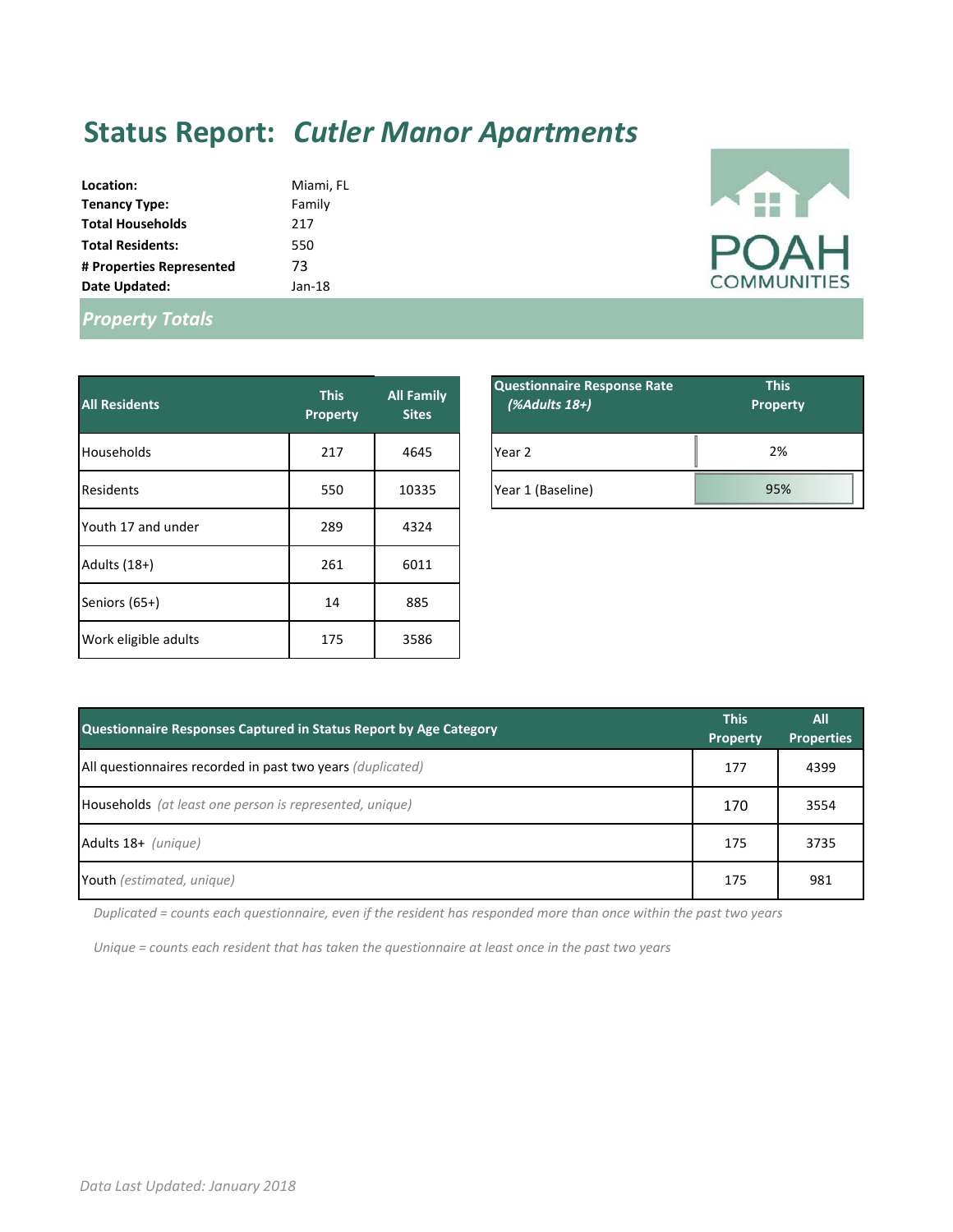# Status Report: *Cutler Manor Apartments*

| | |
|---|---|
| **Location:** | Miami, FL |
| **Tenancy Type:** | Family |
| **Total Households** | 217 |
| **Total Residents:** | 550 |
| **# Properties Represented** | 73 |
| **Date Updated:** | Jan-18 |

## *Property Totals*

| All Residents | This Property | All Family Sites |
|---|---|---|
| Households | 217 | 4645 |
| Residents | 550 | 10335 |
| Youth 17 and under | 289 | 4324 |
| Adults (18+) | 261 | 6011 |
| Seniors (65+) | 14 | 885 |
| Work eligible adults | 175 | 3586 |

| Questionnaire Response Rate *(%Adults 18+)* | This Property |
|---|---|
| Year 2 | 2% |
| Year 1 (Baseline) | 95% |

| Questionnaire Responses Captured in Status Report by Age Category | This Property | All Properties |
|---|---|---|
| All questionnaires recorded in past two years *(duplicated)* | 177 | 4399 |
| Households *(at least one person is represented, unique)* | 170 | 3554 |
| Adults 18+ *(unique)* | 175 | 3735 |
| Youth *(estimated, unique)* | 175 | 981 |

*Duplicated = counts each questionnaire, even if the resident has responded more than once within the past two years*

*Unique = counts each resident that has taken the questionnaire at least once in the past two years*

*Data Last Updated: January 2018*